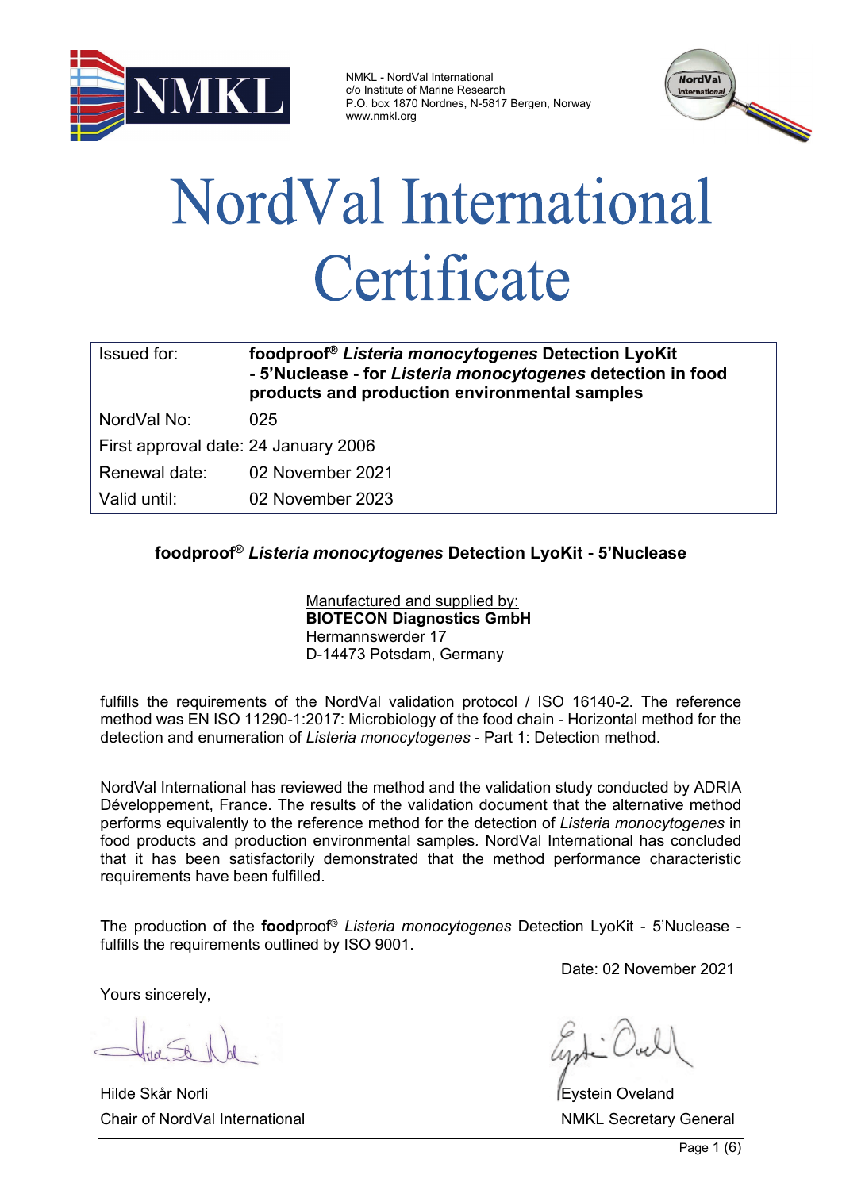NMKL - NordVal International
c/o Institute of Marine Research
P.O. box 1870 Nordnes, N-5817 Bergen, Norway
www.nmkl.org

# NordVal International Certificate

| Issued for: | **foodproof® *Listeria monocytogenes* Detection LyoKit - 5'Nuclease - for *Listeria monocytogenes* detection in food products and production environmental samples** |
|---|---|
| NordVal No: | 025 |
| First approval date: | 24 January 2006 |
| Renewal date: | 02 November 2021 |
| Valid until: | 02 November 2023 |

**foodproof® *Listeria monocytogenes* Detection LyoKit - 5'Nuclease**

Manufactured and supplied by:
**BIOTECON Diagnostics GmbH**
Hermannswerder 17
D-14473 Potsdam, Germany

fulfills the requirements of the NordVal validation protocol / ISO 16140-2. The reference method was EN ISO 11290-1:2017: Microbiology of the food chain - Horizontal method for the detection and enumeration of *Listeria monocytogenes* - Part 1: Detection method.

NordVal International has reviewed the method and the validation study conducted by ADRIA Développement, France. The results of the validation document that the alternative method performs equivalently to the reference method for the detection of *Listeria monocytogenes* in food products and production environmental samples. NordVal International has concluded that it has been satisfactorily demonstrated that the method performance characteristic requirements have been fulfilled.

The production of the **food**proof® *Listeria monocytogenes* Detection LyoKit - 5'Nuclease - fulfills the requirements outlined by ISO 9001.

Date: 02 November 2021

Yours sincerely,

Hilde Skår Norli
Chair of NordVal International

Eystein Oveland
NMKL Secretary General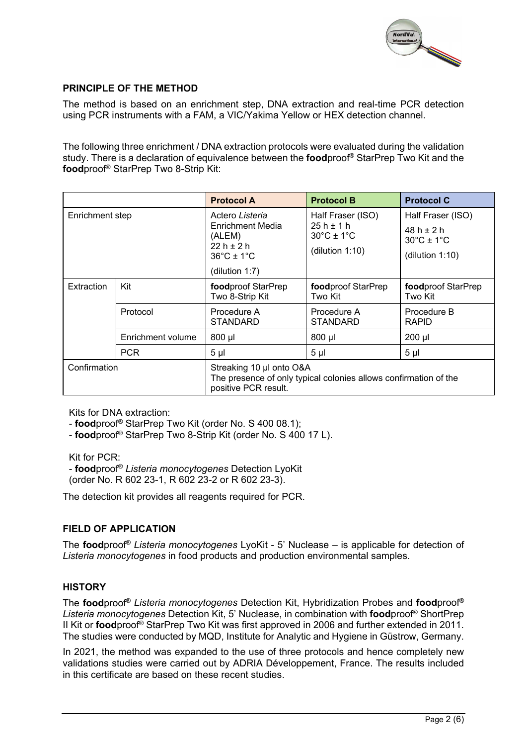## PRINCIPLE OF THE METHOD

The method is based on an enrichment step, DNA extraction and real-time PCR detection using PCR instruments with a FAM, a VIC/Yakima Yellow or HEX detection channel.

The following three enrichment / DNA extraction protocols were evaluated during the validation study. There is a declaration of equivalence between the **food**proof® StarPrep Two Kit and the **food**proof® StarPrep Two 8-Strip Kit:

| | | Protocol A | Protocol B | Protocol C |
|---|---|---|---|---|
| Enrichment step | | Actero *Listeria* Enrichment Media (ALEM) 22 h ± 2 h 36°C ± 1°C (dilution 1:7) | Half Fraser (ISO) 25 h ± 1 h 30°C ± 1°C (dilution 1:10) | Half Fraser (ISO) 48 h ± 2 h 30°C ± 1°C (dilution 1:10) |
| Extraction | Kit | **food**proof StarPrep Two 8-Strip Kit | **food**proof StarPrep Two Kit | **food**proof StarPrep Two Kit |
| | Protocol | Procedure A STANDARD | Procedure A STANDARD | Procedure B RAPID |
| | Enrichment volume | 800 µl | 800 µl | 200 µl |
| | PCR | 5 µl | 5 µl | 5 µl |
| Confirmation | | Streaking 10 µl onto O&A The presence of only typical colonies allows confirmation of the positive PCR result. | | |

Kits for DNA extraction:
- **food**proof® StarPrep Two Kit (order No. S 400 08.1);
- **food**proof® StarPrep Two 8-Strip Kit (order No. S 400 17 L).

Kit for PCR:
- **food**proof® *Listeria monocytogenes* Detection LyoKit (order No. R 602 23-1, R 602 23-2 or R 602 23-3).

The detection kit provides all reagents required for PCR.

## FIELD OF APPLICATION

The **food**proof® *Listeria monocytogenes* LyoKit - 5' Nuclease – is applicable for detection of *Listeria monocytogenes* in food products and production environmental samples.

## HISTORY

The **food**proof® *Listeria monocytogenes* Detection Kit, Hybridization Probes and **food**proof® *Listeria monocytogenes* Detection Kit, 5' Nuclease, in combination with **food**proof® ShortPrep II Kit or **food**proof® StarPrep Two Kit was first approved in 2006 and further extended in 2011. The studies were conducted by MQD, Institute for Analytic and Hygiene in Güstrow, Germany.

In 2021, the method was expanded to the use of three protocols and hence completely new validations studies were carried out by ADRIA Développement, France. The results included in this certificate are based on these recent studies.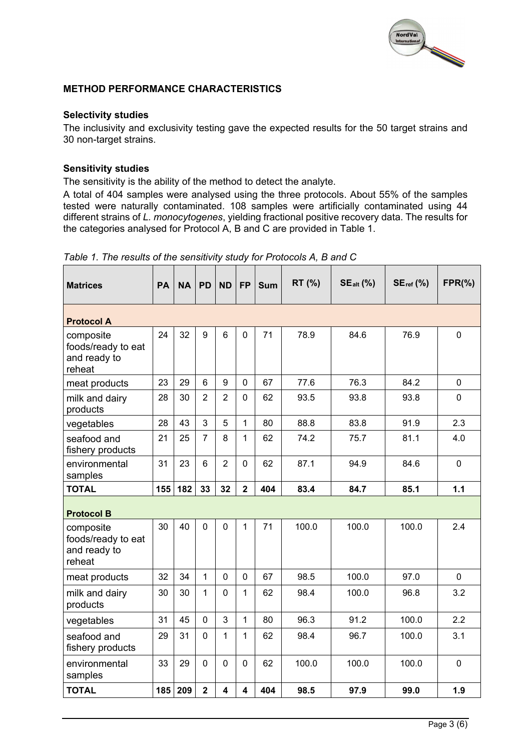## METHOD PERFORMANCE CHARACTERISTICS

### Selectivity studies

The inclusivity and exclusivity testing gave the expected results for the 50 target strains and 30 non-target strains.

### Sensitivity studies

The sensitivity is the ability of the method to detect the analyte.

A total of 404 samples were analysed using the three protocols. About 55% of the samples tested were naturally contaminated. 108 samples were artificially contaminated using 44 different strains of *L. monocytogenes*, yielding fractional positive recovery data. The results for the categories analysed for Protocol A, B and C are provided in Table 1.

*Table 1. The results of the sensitivity study for Protocols A, B and C*

| Matrices | PA | NA | PD | ND | FP | Sum | RT (%) | $SE_{alt}$ (%) | $SE_{ref}$ (%) | FPR(%) |
|---|---|---|---|---|---|---|---|---|---|---|
| **Protocol A** | | | | | | | | | | |
| composite foods/ready to eat and ready to reheat | 24 | 32 | 9 | 6 | 0 | 71 | 78.9 | 84.6 | 76.9 | 0 |
| meat products | 23 | 29 | 6 | 9 | 0 | 67 | 77.6 | 76.3 | 84.2 | 0 |
| milk and dairy products | 28 | 30 | 2 | 2 | 0 | 62 | 93.5 | 93.8 | 93.8 | 0 |
| vegetables | 28 | 43 | 3 | 5 | 1 | 80 | 88.8 | 83.8 | 91.9 | 2.3 |
| seafood and fishery products | 21 | 25 | 7 | 8 | 1 | 62 | 74.2 | 75.7 | 81.1 | 4.0 |
| environmental samples | 31 | 23 | 6 | 2 | 0 | 62 | 87.1 | 94.9 | 84.6 | 0 |
| **TOTAL** | **155** | **182** | **33** | **32** | **2** | **404** | **83.4** | **84.7** | **85.1** | **1.1** |
| **Protocol B** | | | | | | | | | | |
| composite foods/ready to eat and ready to reheat | 30 | 40 | 0 | 0 | 1 | 71 | 100.0 | 100.0 | 100.0 | 2.4 |
| meat products | 32 | 34 | 1 | 0 | 0 | 67 | 98.5 | 100.0 | 97.0 | 0 |
| milk and dairy products | 30 | 30 | 1 | 0 | 1 | 62 | 98.4 | 100.0 | 96.8 | 3.2 |
| vegetables | 31 | 45 | 0 | 3 | 1 | 80 | 96.3 | 91.2 | 100.0 | 2.2 |
| seafood and fishery products | 29 | 31 | 0 | 1 | 1 | 62 | 98.4 | 96.7 | 100.0 | 3.1 |
| environmental samples | 33 | 29 | 0 | 0 | 0 | 62 | 100.0 | 100.0 | 100.0 | 0 |
| **TOTAL** | **185** | **209** | **2** | **4** | **4** | **404** | **98.5** | **97.9** | **99.0** | **1.9** |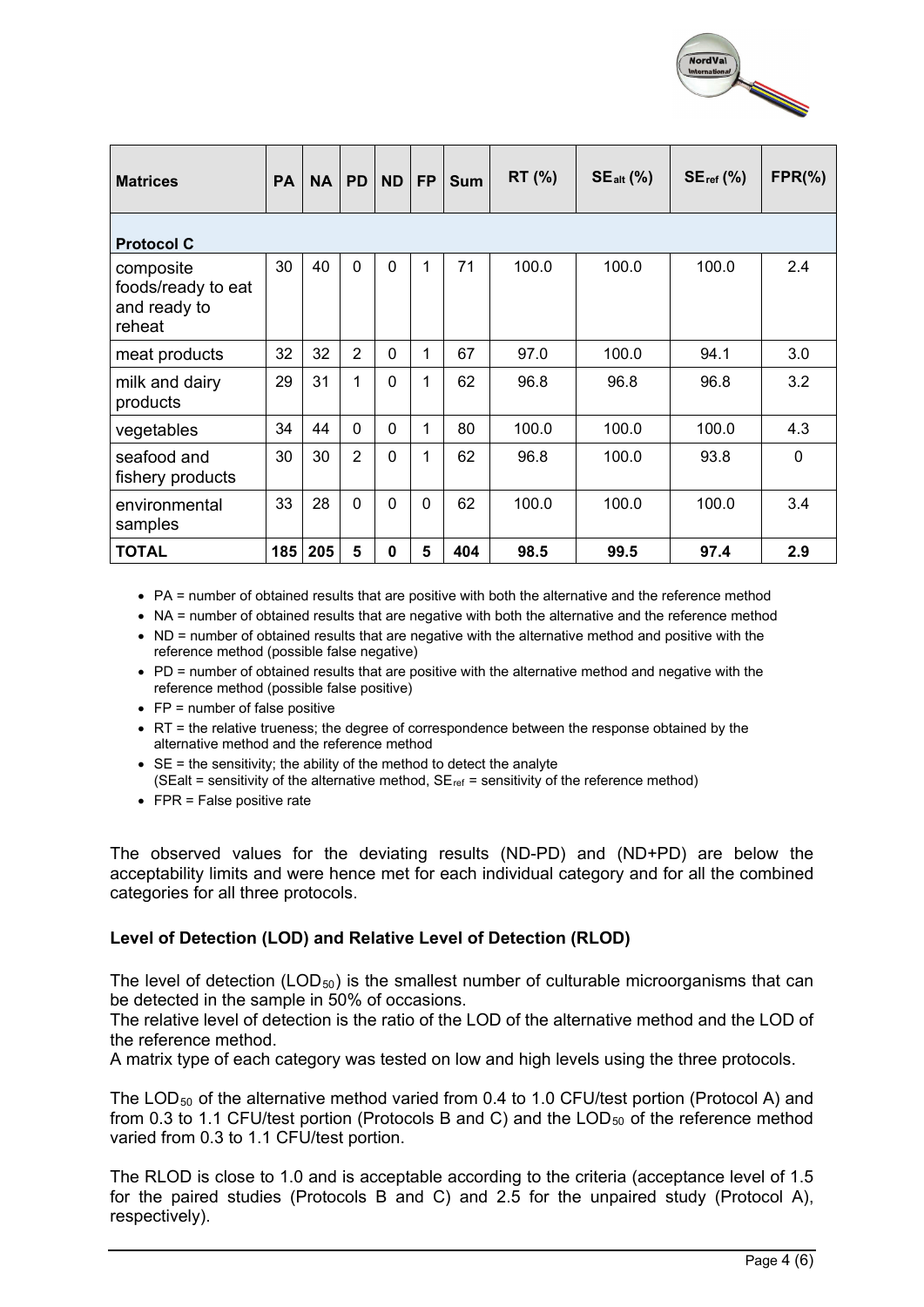| Matrices | PA | NA | PD | ND | FP | Sum | RT (%) | $SE_{alt}$ (%) | $SE_{ref}$ (%) | FPR(%) |
|---|---|---|---|---|---|---|---|---|---|---|
| **Protocol C** | | | | | | | | | | |
| composite foods/ready to eat and ready to reheat | 30 | 40 | 0 | 0 | 1 | 71 | 100.0 | 100.0 | 100.0 | 2.4 |
| meat products | 32 | 32 | 2 | 0 | 1 | 67 | 97.0 | 100.0 | 94.1 | 3.0 |
| milk and dairy products | 29 | 31 | 1 | 0 | 1 | 62 | 96.8 | 96.8 | 96.8 | 3.2 |
| vegetables | 34 | 44 | 0 | 0 | 1 | 80 | 100.0 | 100.0 | 100.0 | 4.3 |
| seafood and fishery products | 30 | 30 | 2 | 0 | 1 | 62 | 96.8 | 100.0 | 93.8 | 0 |
| environmental samples | 33 | 28 | 0 | 0 | 0 | 62 | 100.0 | 100.0 | 100.0 | 3.4 |
| **TOTAL** | **185** | **205** | **5** | **0** | **5** | **404** | **98.5** | **99.5** | **97.4** | **2.9** |

- PA = number of obtained results that are positive with both the alternative and the reference method
- NA = number of obtained results that are negative with both the alternative and the reference method
- ND = number of obtained results that are negative with the alternative method and positive with the reference method (possible false negative)
- PD = number of obtained results that are positive with the alternative method and negative with the reference method (possible false positive)
- FP = number of false positive
- RT = the relative trueness; the degree of correspondence between the response obtained by the alternative method and the reference method
- SE = the sensitivity; the ability of the method to detect the analyte
  (SEalt = sensitivity of the alternative method, $SE_{ref}$ = sensitivity of the reference method)
- FPR = False positive rate

The observed values for the deviating results (ND-PD) and (ND+PD) are below the acceptability limits and were hence met for each individual category and for all the combined categories for all three protocols.

### Level of Detection (LOD) and Relative Level of Detection (RLOD)

The level of detection ($LOD_{50}$) is the smallest number of culturable microorganisms that can be detected in the sample in 50% of occasions.
The relative level of detection is the ratio of the LOD of the alternative method and the LOD of the reference method.
A matrix type of each category was tested on low and high levels using the three protocols.

The $LOD_{50}$ of the alternative method varied from 0.4 to 1.0 CFU/test portion (Protocol A) and from 0.3 to 1.1 CFU/test portion (Protocols B and C) and the $LOD_{50}$ of the reference method varied from 0.3 to 1.1 CFU/test portion.

The RLOD is close to 1.0 and is acceptable according to the criteria (acceptance level of 1.5 for the paired studies (Protocols B and C) and 2.5 for the unpaired study (Protocol A), respectively).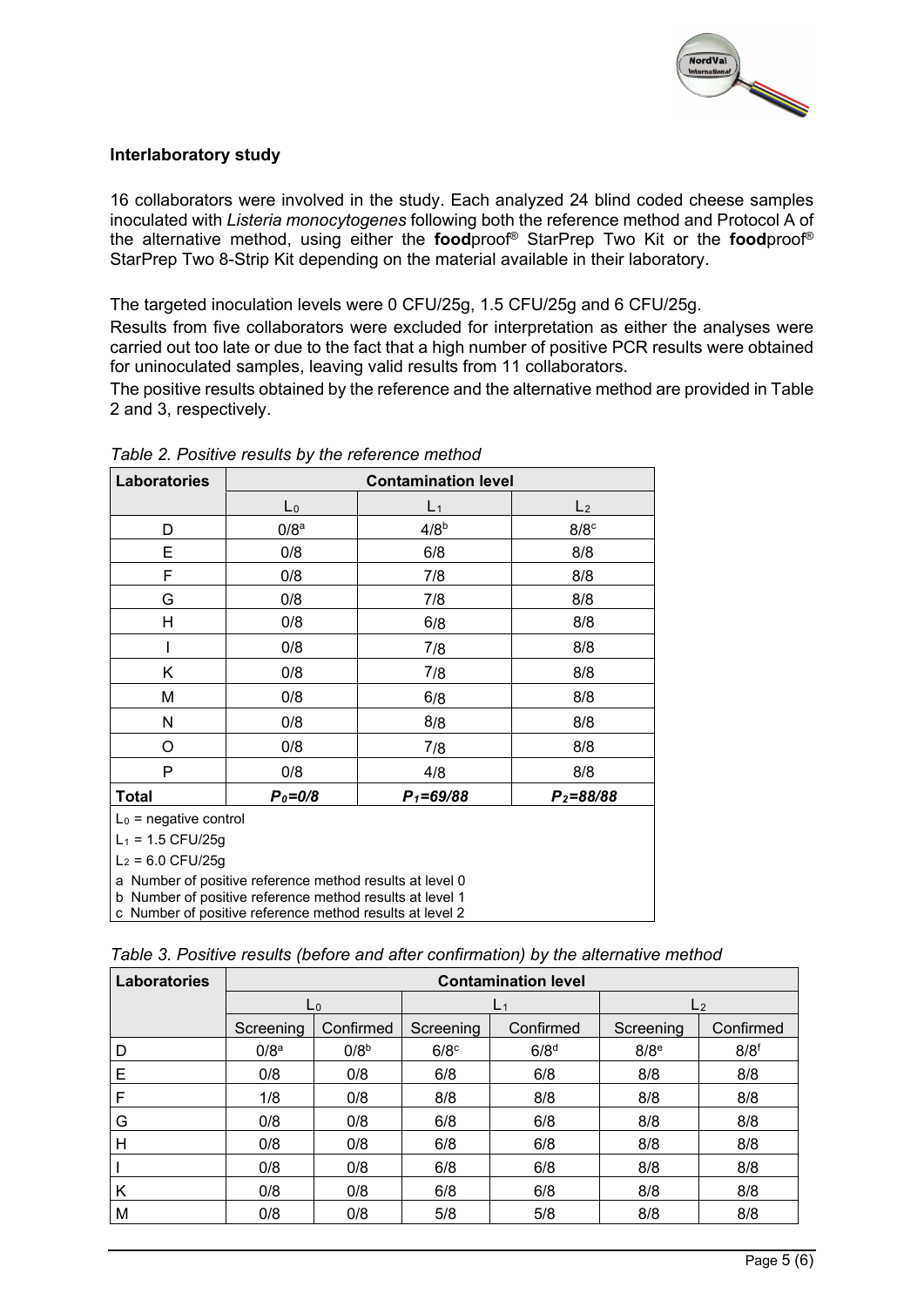### Interlaboratory study

16 collaborators were involved in the study. Each analyzed 24 blind coded cheese samples inoculated with *Listeria monocytogenes* following both the reference method and Protocol A of the alternative method, using either the **food**proof® StarPrep Two Kit or the **food**proof® StarPrep Two 8-Strip Kit depending on the material available in their laboratory.

The targeted inoculation levels were 0 CFU/25g, 1.5 CFU/25g and 6 CFU/25g.

Results from five collaborators were excluded for interpretation as either the analyses were carried out too late or due to the fact that a high number of positive PCR results were obtained for uninoculated samples, leaving valid results from 11 collaborators.

The positive results obtained by the reference and the alternative method are provided in Table 2 and 3, respectively.

*Table 2. Positive results by the reference method*

| Laboratories | Contamination level | | |
|---|---|---|---|
| | $L_0$ | $L_1$ | $L_2$ |
| D | 0/8[a] | 4/8[b] | 8/8[c] |
| E | 0/8 | 6/8 | 8/8 |
| F | 0/8 | 7/8 | 8/8 |
| G | 0/8 | 7/8 | 8/8 |
| H | 0/8 | 6/8 | 8/8 |
| I | 0/8 | 7/8 | 8/8 |
| K | 0/8 | 7/8 | 8/8 |
| M | 0/8 | 6/8 | 8/8 |
| N | 0/8 | 8/8 | 8/8 |
| O | 0/8 | 7/8 | 8/8 |
| P | 0/8 | 4/8 | 8/8 |
| **Total** | $P_0$=0/8 | $P_1$=69/88 | $P_2$=88/88 |

$L_0$ = negative control

$L_1$ = 1.5 CFU/25g

$L_2$ = 6.0 CFU/25g

a Number of positive reference method results at level 0
b Number of positive reference method results at level 1
c Number of positive reference method results at level 2

*Table 3. Positive results (before and after confirmation) by the alternative method*

| Laboratories | Contamination level | | | | | |
|---|---|---|---|---|---|---|
| | $L_0$ | | $L_1$ | | $L_2$ | |
| | Screening | Confirmed | Screening | Confirmed | Screening | Confirmed |
| D | 0/8[a] | 0/8[b] | 6/8[c] | 6/8[d] | 8/8[e] | 8/8[f] |
| E | 0/8 | 0/8 | 6/8 | 6/8 | 8/8 | 8/8 |
| F | 1/8 | 0/8 | 8/8 | 8/8 | 8/8 | 8/8 |
| G | 0/8 | 0/8 | 6/8 | 6/8 | 8/8 | 8/8 |
| H | 0/8 | 0/8 | 6/8 | 6/8 | 8/8 | 8/8 |
| I | 0/8 | 0/8 | 6/8 | 6/8 | 8/8 | 8/8 |
| K | 0/8 | 0/8 | 6/8 | 6/8 | 8/8 | 8/8 |
| M | 0/8 | 0/8 | 5/8 | 5/8 | 8/8 | 8/8 |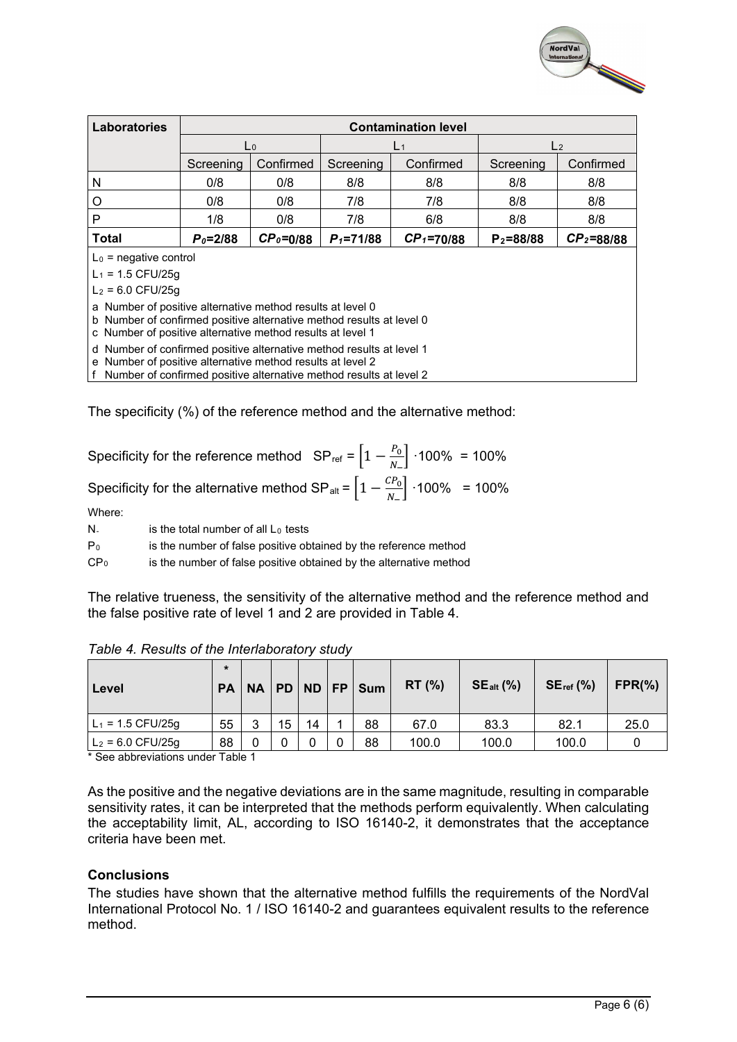| Laboratories | Contamination level | | | | | |
|---|---|---|---|---|---|---|
| | $L_0$ | | $L_1$ | | $L_2$ | |
| | Screening | Confirmed | Screening | Confirmed | Screening | Confirmed |
| N | 0/8 | 0/8 | 8/8 | 8/8 | 8/8 | 8/8 |
| O | 0/8 | 0/8 | 7/8 | 7/8 | 8/8 | 8/8 |
| P | 1/8 | 0/8 | 7/8 | 6/8 | 8/8 | 8/8 |
| **Total** | ***$P_0$=2/88*** | ***$CP_0$=0/88*** | ***$P_1$=71/88*** | ***$CP_1$=70/88*** | **$P_2$=88/88** | ***$CP_2$=88/88*** |

$L_0$ = negative control

$L_1$ = 1.5 CFU/25g

$L_2$ = 6.0 CFU/25g

a Number of positive alternative method results at level 0
b Number of confirmed positive alternative method results at level 0
c Number of positive alternative method results at level 1

d Number of confirmed positive alternative method results at level 1
e Number of positive alternative method results at level 2
f Number of confirmed positive alternative method results at level 2

The specificity (%) of the reference method and the alternative method:

Specificity for the reference method $SP_{ref} = \left[1 - \frac{P_0}{N_-}\right] \cdot 100\% = 100\%$

Specificity for the alternative method $SP_{alt} = \left[1 - \frac{CP_0}{N_-}\right] \cdot 100\% = 100\%$

Where:

$N_-$ is the total number of all $L_0$ tests

$P_0$ is the number of false positive obtained by the reference method

$CP_0$ is the number of false positive obtained by the alternative method

The relative trueness, the sensitivity of the alternative method and the reference method and the false positive rate of level 1 and 2 are provided in Table 4.

*Table 4. Results of the Interlaboratory study*

| Level | * PA | NA | PD | ND | FP | Sum | RT (%) | $SE_{alt}$ (%) | $SE_{ref}$ (%) | FPR(%) |
|---|---|---|---|---|---|---|---|---|---|---|
| $L_1$ = 1.5 CFU/25g | 55 | 3 | 15 | 14 | 1 | 88 | 67.0 | 83.3 | 82.1 | 25.0 |
| $L_2$ = 6.0 CFU/25g | 88 | 0 | 0 | 0 | 0 | 88 | 100.0 | 100.0 | 100.0 | 0 |

\* See abbreviations under Table 1

As the positive and the negative deviations are in the same magnitude, resulting in comparable sensitivity rates, it can be interpreted that the methods perform equivalently. When calculating the acceptability limit, AL, according to ISO 16140-2, it demonstrates that the acceptance criteria have been met.

## Conclusions

The studies have shown that the alternative method fulfills the requirements of the NordVal International Protocol No. 1 / ISO 16140-2 and guarantees equivalent results to the reference method.